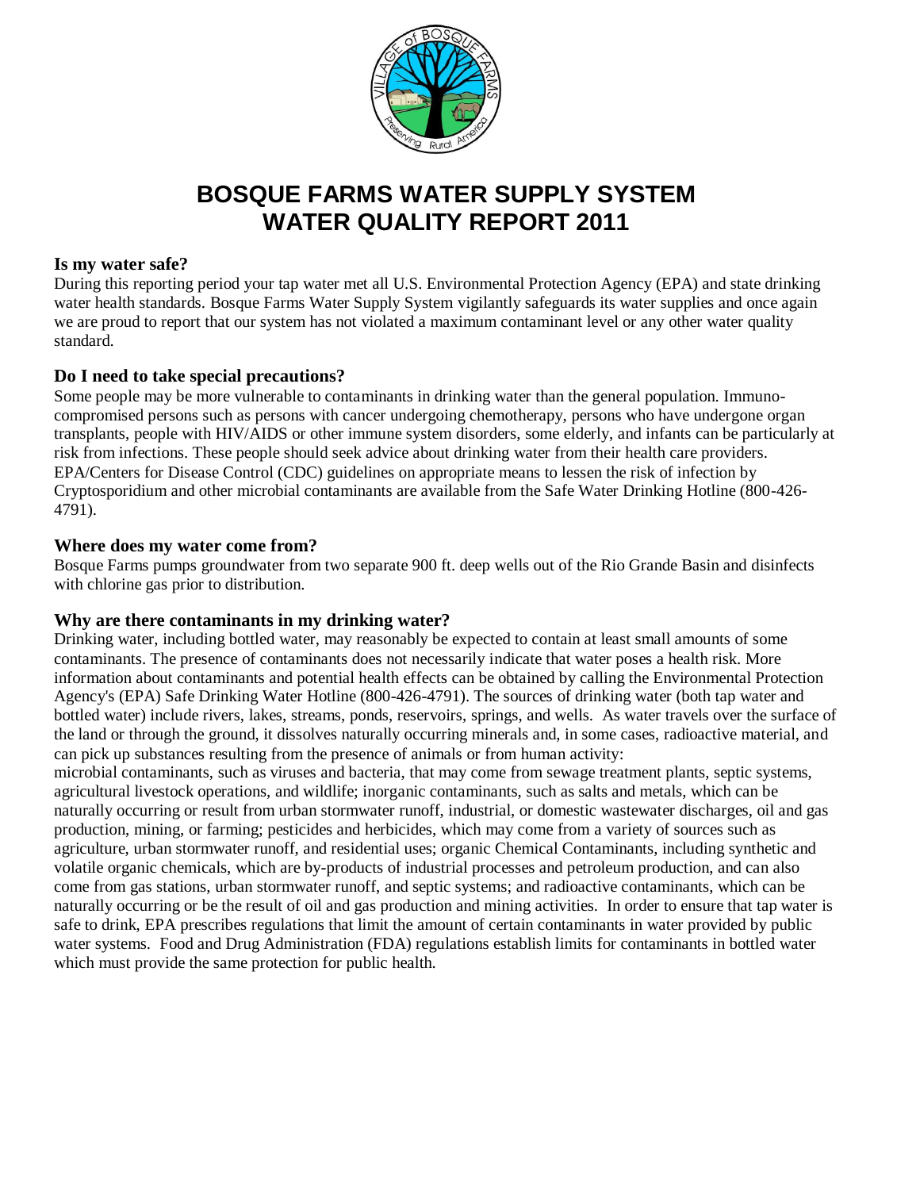# BOSQUE FARMS WATER SUPPLY SYSTEM
# WATER QUALITY REPORT 2011

### Is my water safe?

During this reporting period your tap water met all U.S. Environmental Protection Agency (EPA) and state drinking water health standards. Bosque Farms Water Supply System vigilantly safeguards its water supplies and once again we are proud to report that our system has not violated a maximum contaminant level or any other water quality standard.

### Do I need to take special precautions?

Some people may be more vulnerable to contaminants in drinking water than the general population. Immuno-compromised persons such as persons with cancer undergoing chemotherapy, persons who have undergone organ transplants, people with HIV/AIDS or other immune system disorders, some elderly, and infants can be particularly at risk from infections. These people should seek advice about drinking water from their health care providers. EPA/Centers for Disease Control (CDC) guidelines on appropriate means to lessen the risk of infection by Cryptosporidium and other microbial contaminants are available from the Safe Water Drinking Hotline (800-426-4791).

### Where does my water come from?

Bosque Farms pumps groundwater from two separate 900 ft. deep wells out of the Rio Grande Basin and disinfects with chlorine gas prior to distribution.

### Why are there contaminants in my drinking water?

Drinking water, including bottled water, may reasonably be expected to contain at least small amounts of some contaminants. The presence of contaminants does not necessarily indicate that water poses a health risk. More information about contaminants and potential health effects can be obtained by calling the Environmental Protection Agency's (EPA) Safe Drinking Water Hotline (800-426-4791). The sources of drinking water (both tap water and bottled water) include rivers, lakes, streams, ponds, reservoirs, springs, and wells. As water travels over the surface of the land or through the ground, it dissolves naturally occurring minerals and, in some cases, radioactive material, and can pick up substances resulting from the presence of animals or from human activity:
microbial contaminants, such as viruses and bacteria, that may come from sewage treatment plants, septic systems, agricultural livestock operations, and wildlife; inorganic contaminants, such as salts and metals, which can be naturally occurring or result from urban stormwater runoff, industrial, or domestic wastewater discharges, oil and gas production, mining, or farming; pesticides and herbicides, which may come from a variety of sources such as agriculture, urban stormwater runoff, and residential uses; organic Chemical Contaminants, including synthetic and volatile organic chemicals, which are by-products of industrial processes and petroleum production, and can also come from gas stations, urban stormwater runoff, and septic systems; and radioactive contaminants, which can be naturally occurring or be the result of oil and gas production and mining activities. In order to ensure that tap water is safe to drink, EPA prescribes regulations that limit the amount of certain contaminants in water provided by public water systems. Food and Drug Administration (FDA) regulations establish limits for contaminants in bottled water which must provide the same protection for public health.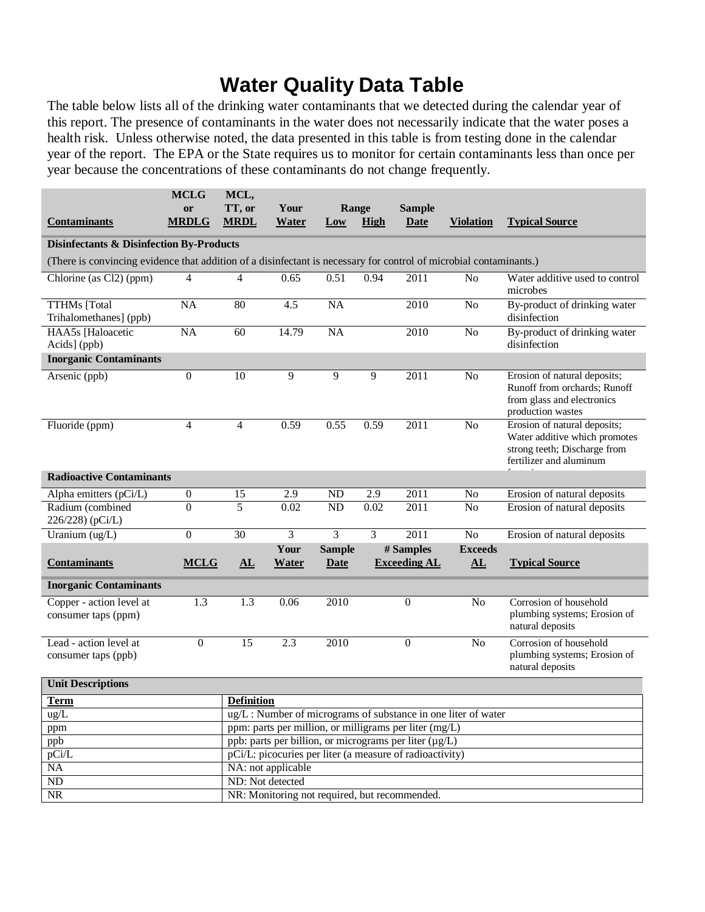# Water Quality Data Table

The table below lists all of the drinking water contaminants that we detected during the calendar year of this report. The presence of contaminants in the water does not necessarily indicate that the water poses a health risk. Unless otherwise noted, the data presented in this table is from testing done in the calendar year of the report. The EPA or the State requires us to monitor for certain contaminants less than once per year because the concentrations of these contaminants do not change frequently.

| Contaminants | MCLG or MRDLG | MCL, TT, or MRDL | Your Water | Range Low | Range High | Sample Date | Violation | Typical Source |
|---|---|---|---|---|---|---|---|---|
| **Disinfectants & Disinfection By-Products** | | | | | | | | |
| (There is convincing evidence that addition of a disinfectant is necessary for control of microbial contaminants.) | | | | | | | | |
| Chlorine (as Cl2) (ppm) | 4 | 4 | 0.65 | 0.51 | 0.94 | 2011 | No | Water additive used to control microbes |
| TTHMs [Total Trihalomethanes] (ppb) | NA | 80 | 4.5 | NA | | 2010 | No | By-product of drinking water disinfection |
| HAA5s [Haloacetic Acids] (ppb) | NA | 60 | 14.79 | NA | | 2010 | No | By-product of drinking water disinfection |
| **Inorganic Contaminants** | | | | | | | | |
| Arsenic (ppb) | 0 | 10 | 9 | 9 | 9 | 2011 | No | Erosion of natural deposits; Runoff from orchards; Runoff from glass and electronics production wastes |
| Fluoride (ppm) | 4 | 4 | 0.59 | 0.55 | 0.59 | 2011 | No | Erosion of natural deposits; Water additive which promotes strong teeth; Discharge from fertilizer and aluminum factories |
| **Radioactive Contaminants** | | | | | | | | |
| Alpha emitters (pCi/L) | 0 | 15 | 2.9 | ND | 2.9 | 2011 | No | Erosion of natural deposits |
| Radium (combined 226/228) (pCi/L) | 0 | 5 | 0.02 | ND | 0.02 | 2011 | No | Erosion of natural deposits |
| Uranium (ug/L) | 0 | 30 | 3 | 3 | 3 | 2011 | No | Erosion of natural deposits |

| Contaminants | MCLG | AL | Your Water | Sample Date | # Samples Exceeding AL | Exceeds AL | Typical Source |
|---|---|---|---|---|---|---|---|
| **Inorganic Contaminants** | | | | | | | |
| Copper - action level at consumer taps (ppm) | 1.3 | 1.3 | 0.06 | 2010 | 0 | No | Corrosion of household plumbing systems; Erosion of natural deposits |
| Lead - action level at consumer taps (ppb) | 0 | 15 | 2.3 | 2010 | 0 | No | Corrosion of household plumbing systems; Erosion of natural deposits |

| Unit Descriptions | |
|---|---|
| **Term** | **Definition** |
| ug/L | ug/L : Number of micrograms of substance in one liter of water |
| ppm | ppm: parts per million, or milligrams per liter (mg/L) |
| ppb | ppb: parts per billion, or micrograms per liter (µg/L) |
| pCi/L | pCi/L: picocuries per liter (a measure of radioactivity) |
| NA | NA: not applicable |
| ND | ND: Not detected |
| NR | NR: Monitoring not required, but recommended. |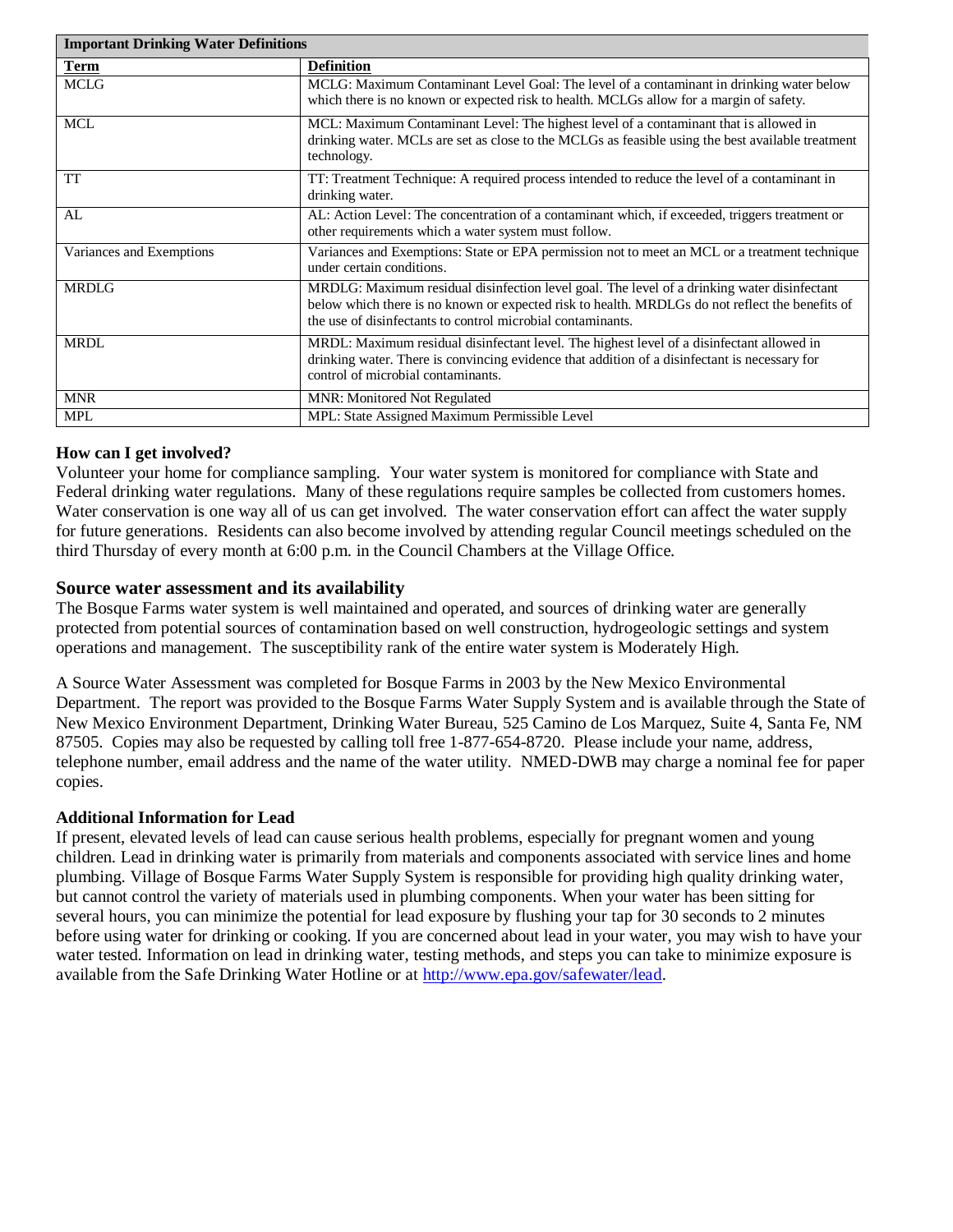| Important Drinking Water Definitions | |
|---|---|
| **Term** | **Definition** |
| MCLG | MCLG: Maximum Contaminant Level Goal: The level of a contaminant in drinking water below which there is no known or expected risk to health. MCLGs allow for a margin of safety. |
| MCL | MCL: Maximum Contaminant Level: The highest level of a contaminant that is allowed in drinking water. MCLs are set as close to the MCLGs as feasible using the best available treatment technology. |
| TT | TT: Treatment Technique: A required process intended to reduce the level of a contaminant in drinking water. |
| AL | AL: Action Level: The concentration of a contaminant which, if exceeded, triggers treatment or other requirements which a water system must follow. |
| Variances and Exemptions | Variances and Exemptions: State or EPA permission not to meet an MCL or a treatment technique under certain conditions. |
| MRDLG | MRDLG: Maximum residual disinfection level goal. The level of a drinking water disinfectant below which there is no known or expected risk to health. MRDLGs do not reflect the benefits of the use of disinfectants to control microbial contaminants. |
| MRDL | MRDL: Maximum residual disinfectant level. The highest level of a disinfectant allowed in drinking water. There is convincing evidence that addition of a disinfectant is necessary for control of microbial contaminants. |
| MNR | MNR: Monitored Not Regulated |
| MPL | MPL: State Assigned Maximum Permissible Level |

### How can I get involved?

Volunteer your home for compliance sampling. Your water system is monitored for compliance with State and Federal drinking water regulations. Many of these regulations require samples be collected from customers homes. Water conservation is one way all of us can get involved. The water conservation effort can affect the water supply for future generations. Residents can also become involved by attending regular Council meetings scheduled on the third Thursday of every month at 6:00 p.m. in the Council Chambers at the Village Office.

### Source water assessment and its availability

The Bosque Farms water system is well maintained and operated, and sources of drinking water are generally protected from potential sources of contamination based on well construction, hydrogeologic settings and system operations and management. The susceptibility rank of the entire water system is Moderately High.

A Source Water Assessment was completed for Bosque Farms in 2003 by the New Mexico Environmental Department. The report was provided to the Bosque Farms Water Supply System and is available through the State of New Mexico Environment Department, Drinking Water Bureau, 525 Camino de Los Marquez, Suite 4, Santa Fe, NM 87505. Copies may also be requested by calling toll free 1-877-654-8720. Please include your name, address, telephone number, email address and the name of the water utility. NMED-DWB may charge a nominal fee for paper copies.

### Additional Information for Lead

If present, elevated levels of lead can cause serious health problems, especially for pregnant women and young children. Lead in drinking water is primarily from materials and components associated with service lines and home plumbing. Village of Bosque Farms Water Supply System is responsible for providing high quality drinking water, but cannot control the variety of materials used in plumbing components. When your water has been sitting for several hours, you can minimize the potential for lead exposure by flushing your tap for 30 seconds to 2 minutes before using water for drinking or cooking. If you are concerned about lead in your water, you may wish to have your water tested. Information on lead in drinking water, testing methods, and steps you can take to minimize exposure is available from the Safe Drinking Water Hotline or at http://www.epa.gov/safewater/lead.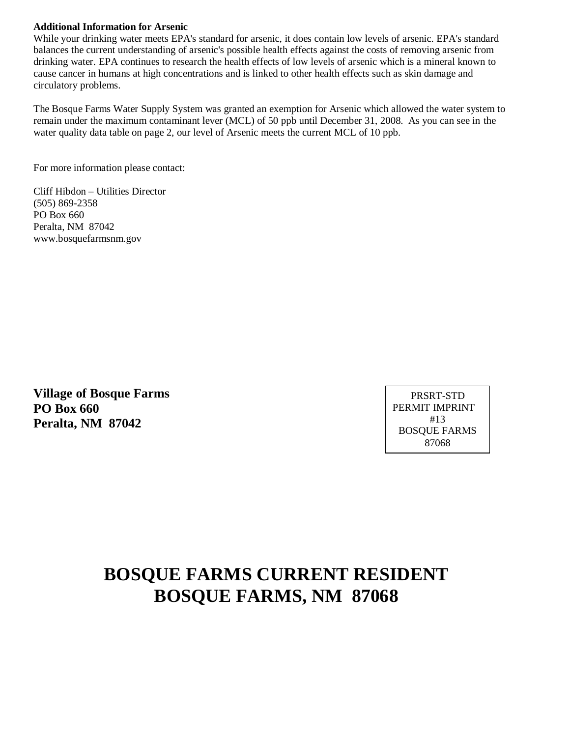**Additional Information for Arsenic**

While your drinking water meets EPA's standard for arsenic, it does contain low levels of arsenic. EPA's standard balances the current understanding of arsenic's possible health effects against the costs of removing arsenic from drinking water. EPA continues to research the health effects of low levels of arsenic which is a mineral known to cause cancer in humans at high concentrations and is linked to other health effects such as skin damage and circulatory problems.

The Bosque Farms Water Supply System was granted an exemption for Arsenic which allowed the water system to remain under the maximum contaminant lever (MCL) of 50 ppb until December 31, 2008. As you can see in the water quality data table on page 2, our level of Arsenic meets the current MCL of 10 ppb.

For more information please contact:

Cliff Hibdon – Utilities Director
(505) 869-2358
PO Box 660
Peralta, NM 87042
www.bosquefarmsnm.gov

**Village of Bosque Farms**
**PO Box 660**
**Peralta, NM 87042**

PRSRT-STD
PERMIT IMPRINT
#13
BOSQUE FARMS
87068

**BOSQUE FARMS CURRENT RESIDENT**
**BOSQUE FARMS, NM 87068**